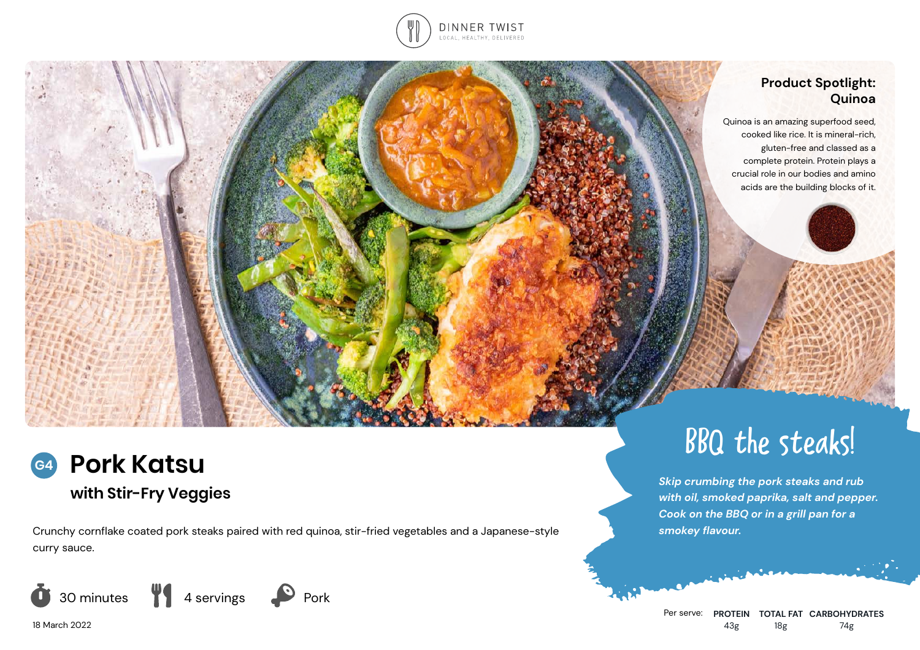DINNER TWIST
LOCAL, HEALTHY, DELIVERED

## Product Spotlight: Quinoa

Quinoa is an amazing superfood seed, cooked like rice. It is mineral-rich, gluten-free and classed as a complete protein. Protein plays a crucial role in our bodies and amino acids are the building blocks of it.

# G4 Pork Katsu

## with Stir-Fry Veggies

Crunchy cornflake coated pork steaks paired with red quinoa, stir-fried vegetables and a Japanese-style curry sauce.

30 minutes | 4 servings | Pork

18 March 2022

## BBQ the steaks!

***Skip crumbing the pork steaks and rub with oil, smoked paprika, salt and pepper. Cook on the BBQ or in a grill pan for a smokey flavour.***

| Per serve: | PROTEIN | TOTAL FAT | CARBOHYDRATES |
|---|---|---|---|
| | 43g | 18g | 74g |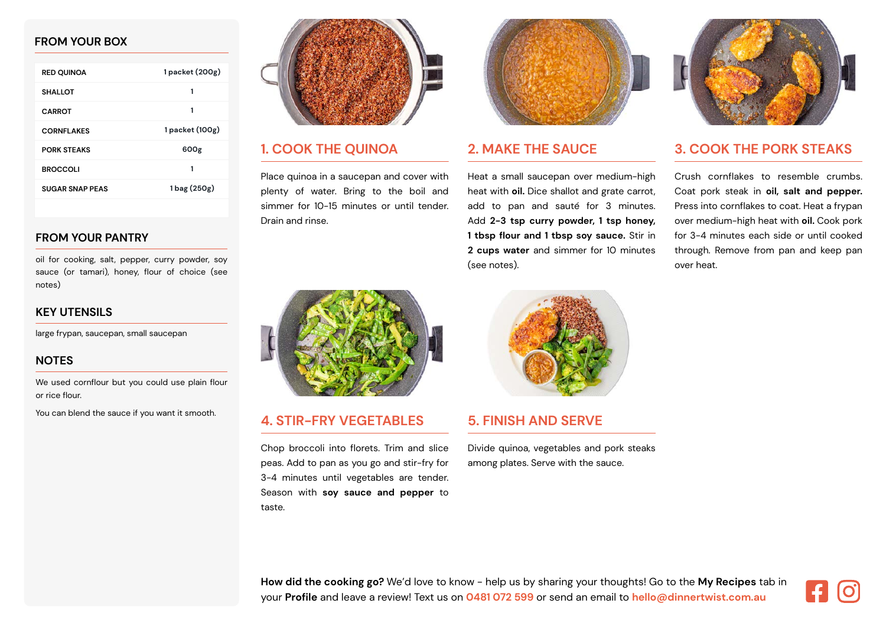## FROM YOUR BOX

| | |
|---|---|
| RED QUINOA | 1 packet (200g) |
| SHALLOT | 1 |
| CARROT | 1 |
| CORNFLAKES | 1 packet (100g) |
| PORK STEAKS | 600g |
| BROCCOLI | 1 |
| SUGAR SNAP PEAS | 1 bag (250g) |

## FROM YOUR PANTRY

oil for cooking, salt, pepper, curry powder, soy sauce (or tamari), honey, flour of choice (see notes)

## KEY UTENSILS

large frypan, saucepan, small saucepan

## NOTES

We used cornflour but you could use plain flour or rice flour.

You can blend the sauce if you want it smooth.

## 1. COOK THE QUINOA

Place quinoa in a saucepan and cover with plenty of water. Bring to the boil and simmer for 10-15 minutes or until tender. Drain and rinse.

## 2. MAKE THE SAUCE

Heat a small saucepan over medium-high heat with **oil.** Dice shallot and grate carrot, add to pan and sauté for 3 minutes. Add **2-3 tsp curry powder, 1 tsp honey, 1 tbsp flour and 1 tbsp soy sauce.** Stir in **2 cups water** and simmer for 10 minutes (see notes).

## 3. COOK THE PORK STEAKS

Crush cornflakes to resemble crumbs. Coat pork steak in **oil, salt and pepper.** Press into cornflakes to coat. Heat a frypan over medium-high heat with **oil.** Cook pork for 3-4 minutes each side or until cooked through. Remove from pan and keep pan over heat.

## 4. STIR-FRY VEGETABLES

Chop broccoli into florets. Trim and slice peas. Add to pan as you go and stir-fry for 3-4 minutes until vegetables are tender. Season with **soy sauce and pepper** to taste.

## 5. FINISH AND SERVE

Divide quinoa, vegetables and pork steaks among plates. Serve with the sauce.

**How did the cooking go?** We'd love to know - help us by sharing your thoughts! Go to the **My Recipes** tab in your **Profile** and leave a review! Text us on 0481 072 599 or send an email to hello@dinnertwist.com.au